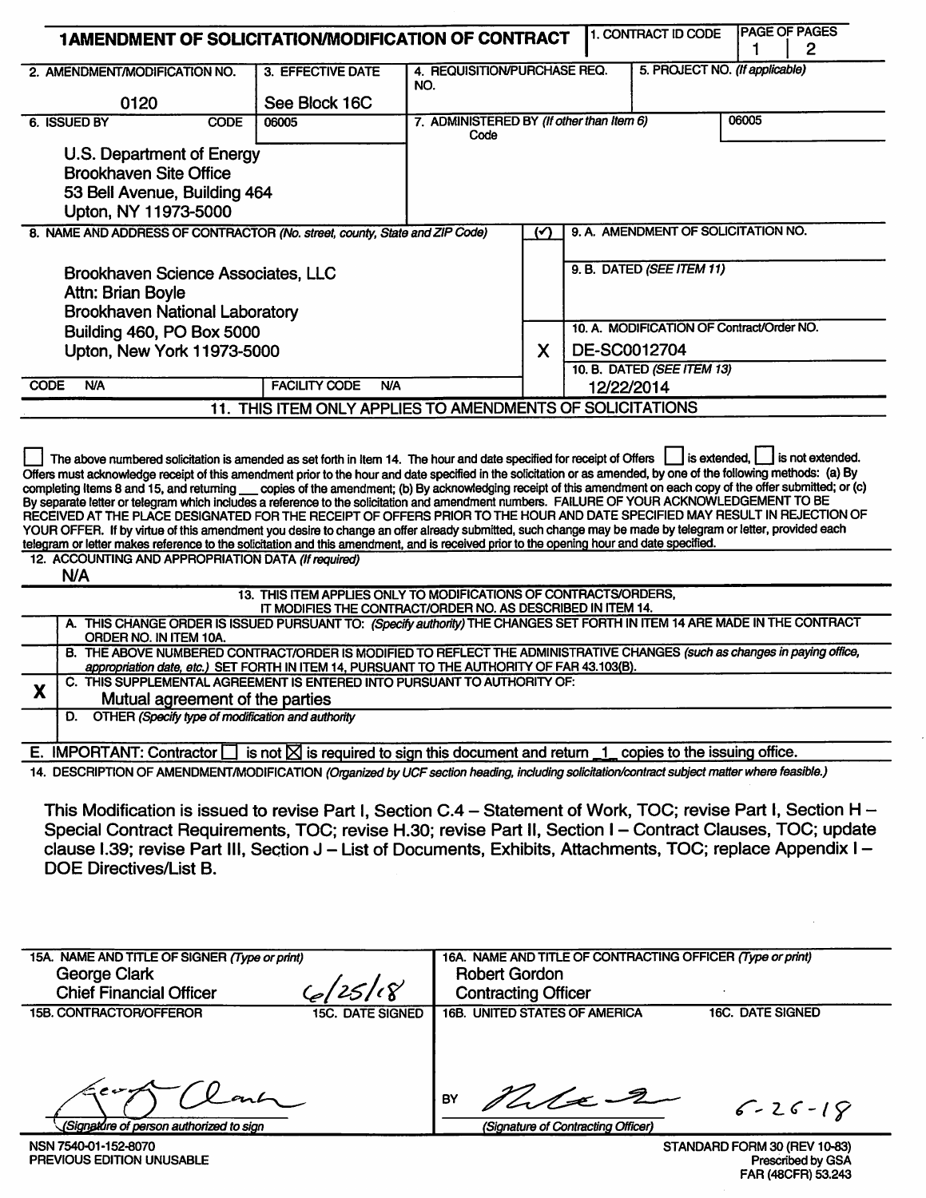# AMENDMENT OF SOLICITATION/MODIFICATION OF CONTRACT

| 1. CONTRACT ID CODE | PAGE OF PAGES |
|---|---|
| | 1 \| 2 |

| 2. AMENDMENT/MODIFICATION NO. | 3. EFFECTIVE DATE | 4. REQUISITION/PURCHASE REQ. NO. | 5. PROJECT NO. (If applicable) |
|---|---|---|---|
| 0120 | See Block 16C | | |

| 6. ISSUED BY | CODE 06005 | 7. ADMINISTERED BY (If other than Item 6) Code | 06005 |
|---|---|---|---|
| U.S. Department of Energy<br>Brookhaven Site Office<br>53 Bell Avenue, Building 464<br>Upton, NY 11973-5000 | | | |

**8. NAME AND ADDRESS OF CONTRACTOR** (No. street, county, State and ZIP Code)

Brookhaven Science Associates, LLC
Attn: Brian Boyle
Brookhaven National Laboratory
Building 460, PO Box 5000
Upton, New York 11973-5000

CODE N/A | FACILITY CODE N/A

| (✓) | |
|---|---|
| | 9. A. AMENDMENT OF SOLICITATION NO. |
| | 9. B. DATED (SEE ITEM 11) |
| X | 10. A. MODIFICATION OF Contract/Order NO. DE-SC0012704 |
| | 10. B. DATED (SEE ITEM 13) 12/22/2014 |

## 11. THIS ITEM ONLY APPLIES TO AMENDMENTS OF SOLICITATIONS

☐ The above numbered solicitation is amended as set forth in Item 14. The hour and date specified for receipt of Offers ☐ is extended, ☐ is not extended. Offers must acknowledge receipt of this amendment prior to the hour and date specified in the solicitation or as amended, by one of the following methods: (a) By completing Items 8 and 15, and returning ___ copies of the amendment; (b) By acknowledging receipt of this amendment on each copy of the offer submitted; or (c) By separate letter or telegram which includes a reference to the solicitation and amendment numbers. FAILURE OF YOUR ACKNOWLEDGEMENT TO BE RECEIVED AT THE PLACE DESIGNATED FOR THE RECEIPT OF OFFERS PRIOR TO THE HOUR AND DATE SPECIFIED MAY RESULT IN REJECTION OF YOUR OFFER. If by virtue of this amendment you desire to change an offer already submitted, such change may be made by telegram or letter, provided each telegram or letter makes reference to the solicitation and this amendment, and is received prior to the opening hour and date specified.

**12. ACCOUNTING AND APPROPRIATION DATA** (If required)

N/A

## 13. THIS ITEM APPLIES ONLY TO MODIFICATIONS OF CONTRACTS/ORDERS, IT MODIFIES THE CONTRACT/ORDER NO. AS DESCRIBED IN ITEM 14.

| | |
|---|---|
| | A. THIS CHANGE ORDER IS ISSUED PURSUANT TO: (Specify authority) THE CHANGES SET FORTH IN ITEM 14 ARE MADE IN THE CONTRACT ORDER NO. IN ITEM 10A. |
| | B. THE ABOVE NUMBERED CONTRACT/ORDER IS MODIFIED TO REFLECT THE ADMINISTRATIVE CHANGES (such as changes in paying office, appropriation date, etc.) SET FORTH IN ITEM 14, PURSUANT TO THE AUTHORITY OF FAR 43.103(B). |
| X | C. THIS SUPPLEMENTAL AGREEMENT IS ENTERED INTO PURSUANT TO AUTHORITY OF: Mutual agreement of the parties |
| | D. OTHER (Specify type of modification and authority) |

E. IMPORTANT: Contractor ☐ is not ☒ is required to sign this document and return _1_ copies to the issuing office.

**14. DESCRIPTION OF AMENDMENT/MODIFICATION** (Organized by UCF section heading, including solicitation/contract subject matter where feasible.)

This Modification is issued to revise Part I, Section C.4 – Statement of Work, TOC; revise Part I, Section H – Special Contract Requirements, TOC; revise H.30; revise Part II, Section I – Contract Clauses, TOC; update clause I.39; revise Part III, Section J – List of Documents, Exhibits, Attachments, TOC; replace Appendix I – DOE Directives/List B.

| 15A. NAME AND TITLE OF SIGNER (Type or print) | | 16A. NAME AND TITLE OF CONTRACTING OFFICER (Type or print) | |
|---|---|---|---|
| George Clark<br>Chief Financial Officer | | Robert Gordon<br>Contracting Officer | |
| 15B. CONTRACTOR/OFFEROR | 15C. DATE SIGNED | 16B. UNITED STATES OF AMERICA | 16C. DATE SIGNED |
| (signature) George Clark<br>(Signature of person authorized to sign) | 6/25/18 | BY (signature)<br>(Signature of Contracting Officer) | 6-26-18 |

NSN 7540-01-152-8070
PREVIOUS EDITION UNUSABLE

STANDARD FORM 30 (REV 10-83)
Prescribed by GSA
FAR (48CFR) 53.243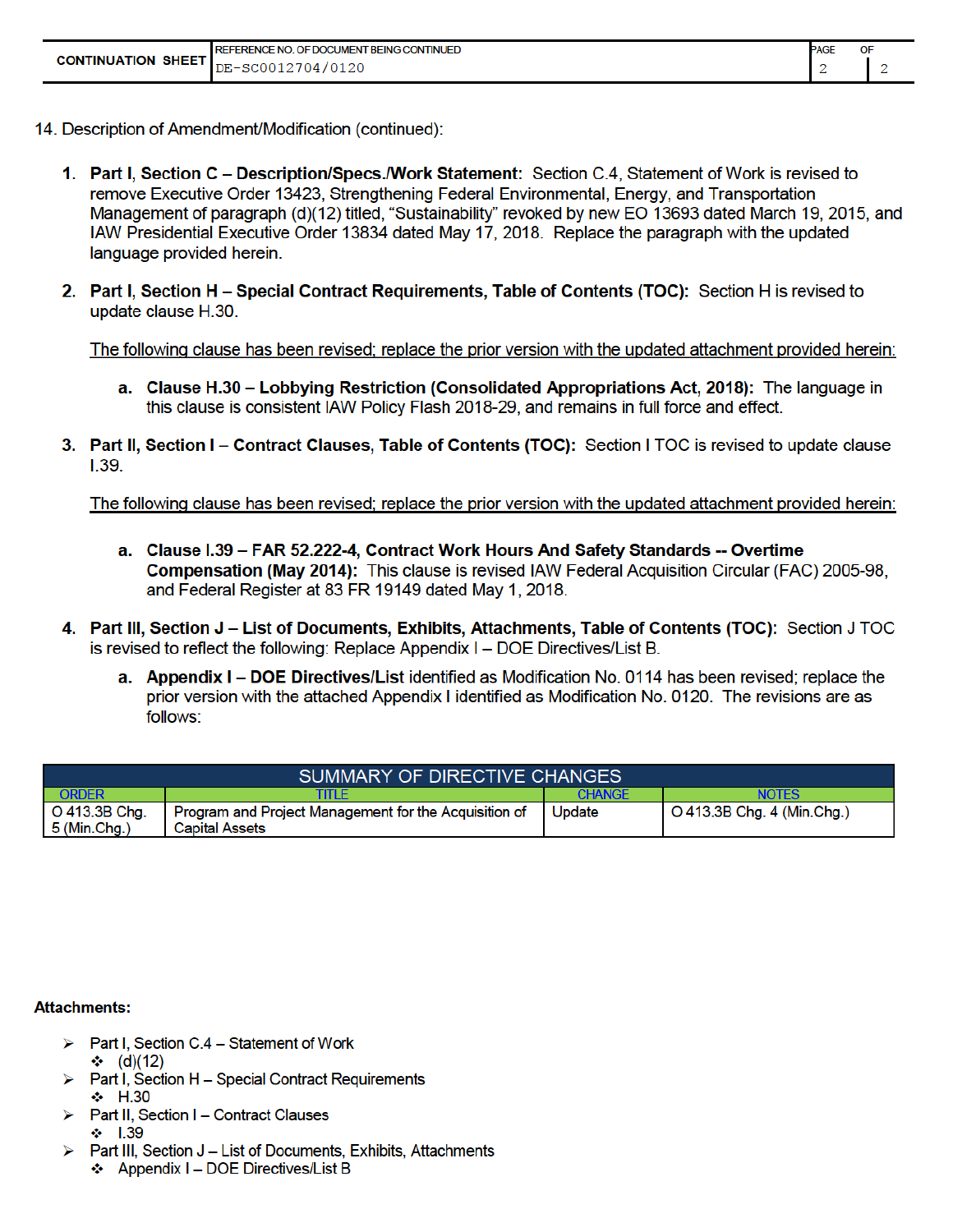| CONTINUATION SHEET | REFERENCE NO. OF DOCUMENT BEING CONTINUED | PAGE | OF |
|---|---|---|---|
| | DE-SC0012704/0120 | 2 | 2 |

14. Description of Amendment/Modification (continued):

1. **Part I, Section C – Description/Specs./Work Statement:** Section C.4, Statement of Work is revised to remove Executive Order 13423, Strengthening Federal Environmental, Energy, and Transportation Management of paragraph (d)(12) titled, "Sustainability" revoked by new EO 13693 dated March 19, 2015, and IAW Presidential Executive Order 13834 dated May 17, 2018. Replace the paragraph with the updated language provided herein.

2. **Part I, Section H – Special Contract Requirements, Table of Contents (TOC):** Section H is revised to update clause H.30.

   <u>The following clause has been revised; replace the prior version with the updated attachment provided herein:</u>

   a. **Clause H.30 – Lobbying Restriction (Consolidated Appropriations Act, 2018):** The language in this clause is consistent IAW Policy Flash 2018-29, and remains in full force and effect.

3. **Part II, Section I – Contract Clauses, Table of Contents (TOC):** Section I TOC is revised to update clause I.39.

   <u>The following clause has been revised; replace the prior version with the updated attachment provided herein:</u>

   a. **Clause I.39 – FAR 52.222-4, Contract Work Hours And Safety Standards -- Overtime Compensation (May 2014):** This clause is revised IAW Federal Acquisition Circular (FAC) 2005-98, and Federal Register at 83 FR 19149 dated May 1, 2018.

4. **Part III, Section J – List of Documents, Exhibits, Attachments, Table of Contents (TOC):** Section J TOC is revised to reflect the following: Replace Appendix I – DOE Directives/List B.

   a. **Appendix I – DOE Directives/List** identified as Modification No. 0114 has been revised; replace the prior version with the attached Appendix I identified as Modification No. 0120. The revisions are as follows:

**SUMMARY OF DIRECTIVE CHANGES**

| ORDER | TITLE | CHANGE | NOTES |
|---|---|---|---|
| O 413.3B Chg. 5 (Min.Chg.) | Program and Project Management for the Acquisition of Capital Assets | Update | O 413.3B Chg. 4 (Min.Chg.) |

**Attachments:**

- Part I, Section C.4 – Statement of Work
  - (d)(12)
- Part I, Section H – Special Contract Requirements
  - H.30
- Part II, Section I – Contract Clauses
  - I.39
- Part III, Section J – List of Documents, Exhibits, Attachments
  - Appendix I – DOE Directives/List B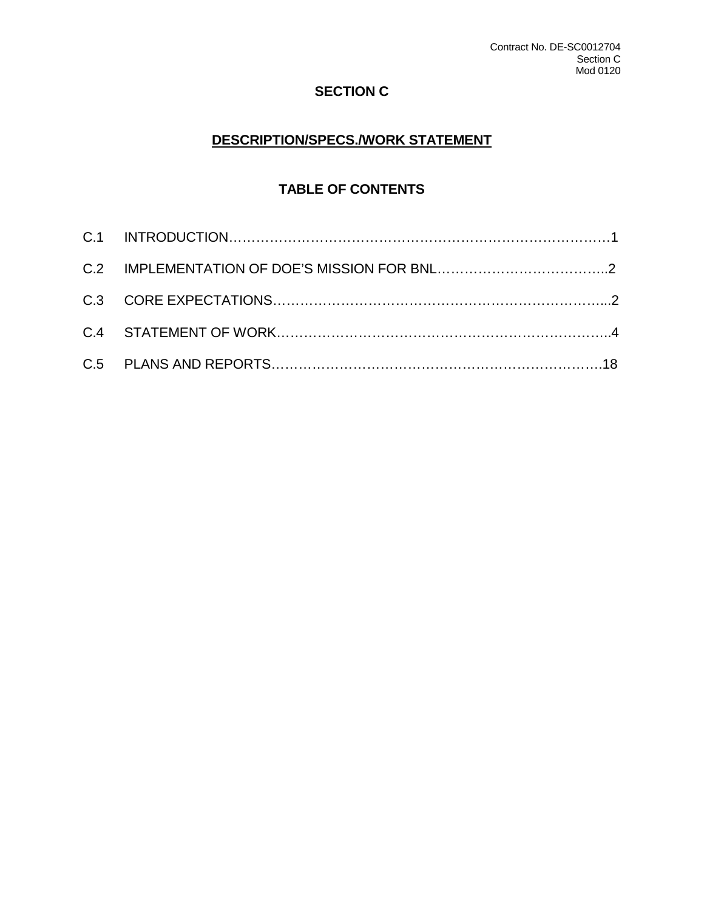# SECTION C

## DESCRIPTION/SPECS./WORK STATEMENT

### TABLE OF CONTENTS

| | | |
|---|---|---|
| C.1 | INTRODUCTION | 1 |
| C.2 | IMPLEMENTATION OF DOE'S MISSION FOR BNL | 2 |
| C.3 | CORE EXPECTATIONS | 2 |
| C.4 | STATEMENT OF WORK | 4 |
| C.5 | PLANS AND REPORTS | 18 |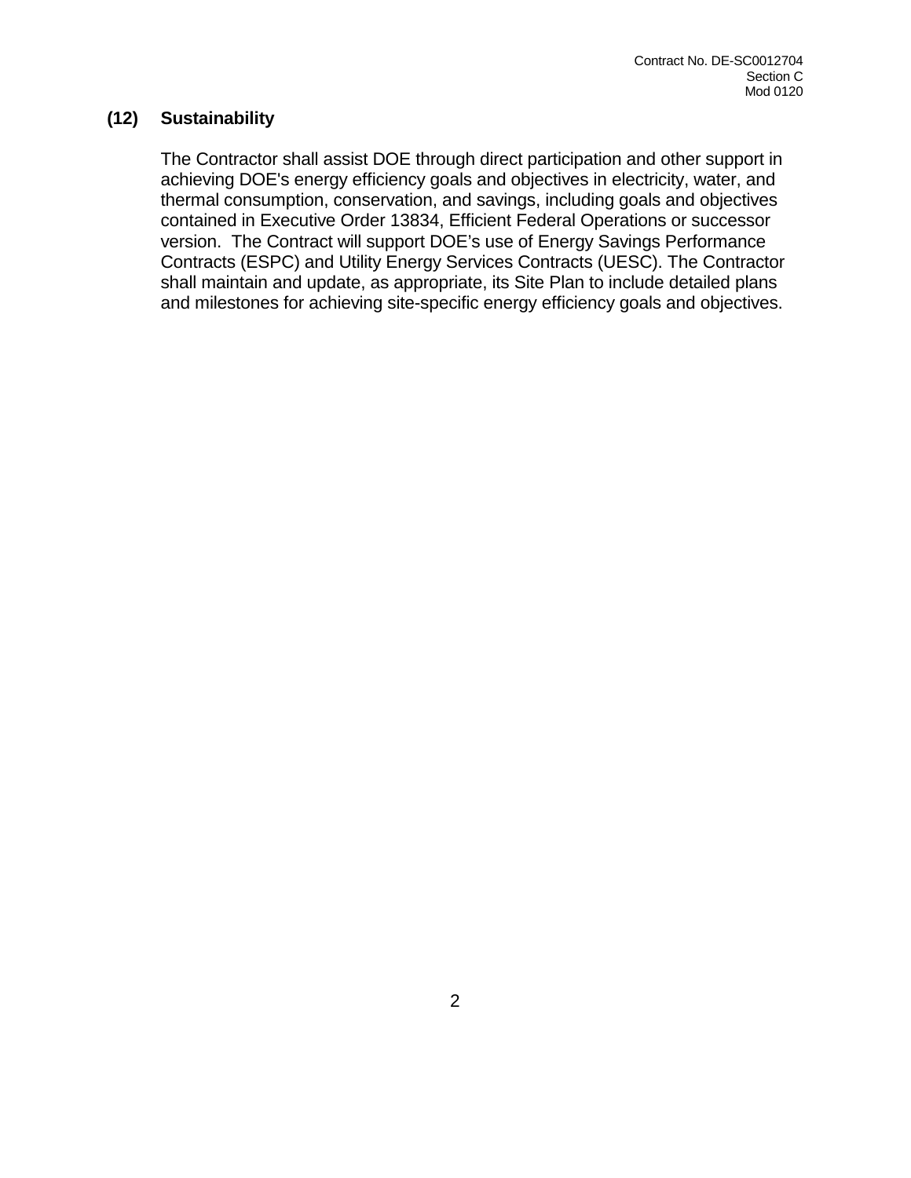### (12) Sustainability

The Contractor shall assist DOE through direct participation and other support in achieving DOE's energy efficiency goals and objectives in electricity, water, and thermal consumption, conservation, and savings, including goals and objectives contained in Executive Order 13834, Efficient Federal Operations or successor version. The Contract will support DOE's use of Energy Savings Performance Contracts (ESPC) and Utility Energy Services Contracts (UESC). The Contractor shall maintain and update, as appropriate, its Site Plan to include detailed plans and milestones for achieving site-specific energy efficiency goals and objectives.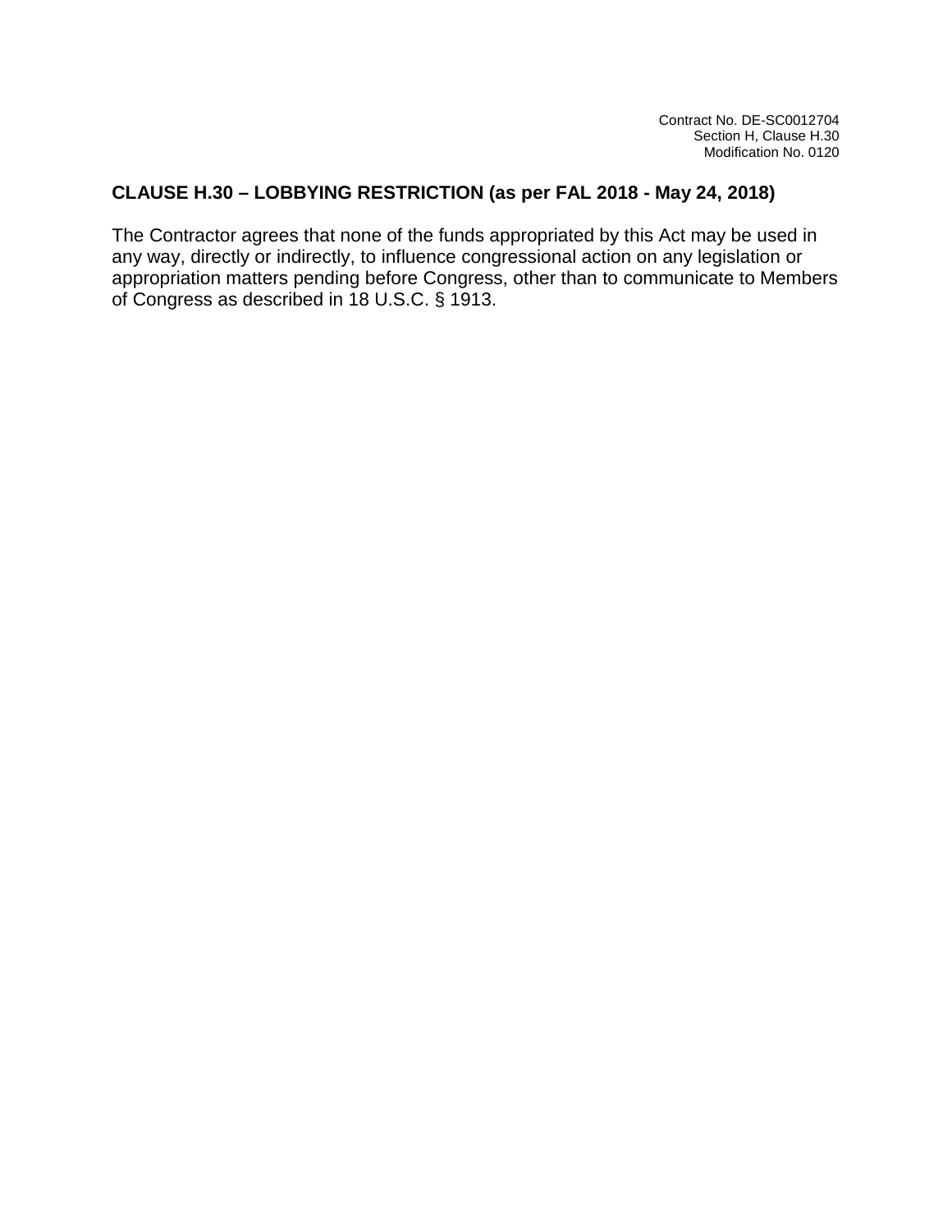## CLAUSE H.30 – LOBBYING RESTRICTION (as per FAL 2018 - May 24, 2018)

The Contractor agrees that none of the funds appropriated by this Act may be used in any way, directly or indirectly, to influence congressional action on any legislation or appropriation matters pending before Congress, other than to communicate to Members of Congress as described in 18 U.S.C. § 1913.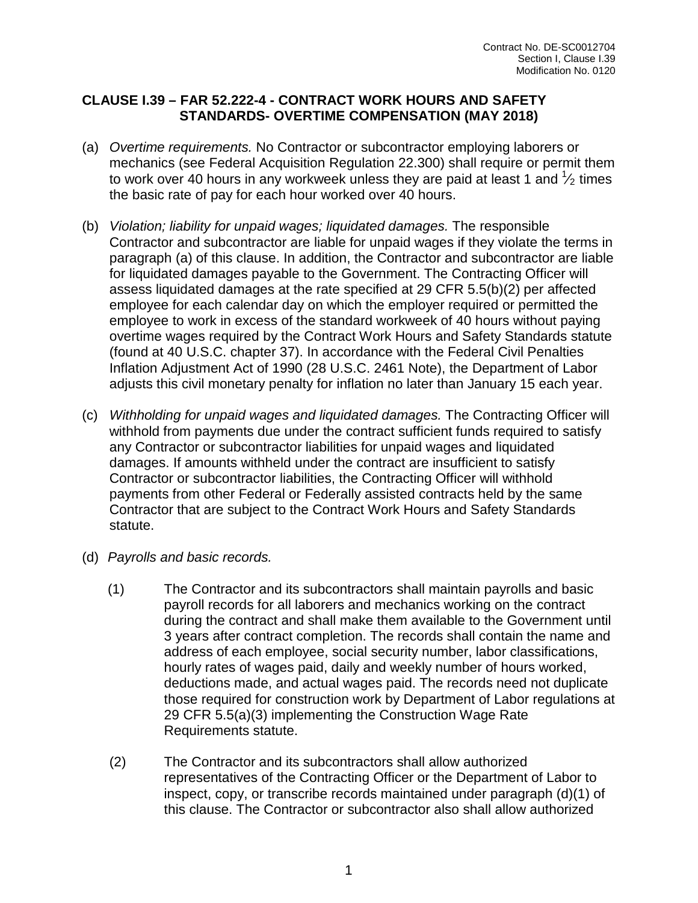## CLAUSE I.39 – FAR 52.222-4 - CONTRACT WORK HOURS AND SAFETY STANDARDS- OVERTIME COMPENSATION (MAY 2018)

(a) *Overtime requirements.* No Contractor or subcontractor employing laborers or mechanics (see Federal Acquisition Regulation 22.300) shall require or permit them to work over 40 hours in any workweek unless they are paid at least 1 and ½ times the basic rate of pay for each hour worked over 40 hours.

(b) *Violation; liability for unpaid wages; liquidated damages.* The responsible Contractor and subcontractor are liable for unpaid wages if they violate the terms in paragraph (a) of this clause. In addition, the Contractor and subcontractor are liable for liquidated damages payable to the Government. The Contracting Officer will assess liquidated damages at the rate specified at 29 CFR 5.5(b)(2) per affected employee for each calendar day on which the employer required or permitted the employee to work in excess of the standard workweek of 40 hours without paying overtime wages required by the Contract Work Hours and Safety Standards statute (found at 40 U.S.C. chapter 37). In accordance with the Federal Civil Penalties Inflation Adjustment Act of 1990 (28 U.S.C. 2461 Note), the Department of Labor adjusts this civil monetary penalty for inflation no later than January 15 each year.

(c) *Withholding for unpaid wages and liquidated damages.* The Contracting Officer will withhold from payments due under the contract sufficient funds required to satisfy any Contractor or subcontractor liabilities for unpaid wages and liquidated damages. If amounts withheld under the contract are insufficient to satisfy Contractor or subcontractor liabilities, the Contracting Officer will withhold payments from other Federal or Federally assisted contracts held by the same Contractor that are subject to the Contract Work Hours and Safety Standards statute.

(d) *Payrolls and basic records.*

(1) The Contractor and its subcontractors shall maintain payrolls and basic payroll records for all laborers and mechanics working on the contract during the contract and shall make them available to the Government until 3 years after contract completion. The records shall contain the name and address of each employee, social security number, labor classifications, hourly rates of wages paid, daily and weekly number of hours worked, deductions made, and actual wages paid. The records need not duplicate those required for construction work by Department of Labor regulations at 29 CFR 5.5(a)(3) implementing the Construction Wage Rate Requirements statute.

(2) The Contractor and its subcontractors shall allow authorized representatives of the Contracting Officer or the Department of Labor to inspect, copy, or transcribe records maintained under paragraph (d)(1) of this clause. The Contractor or subcontractor also shall allow authorized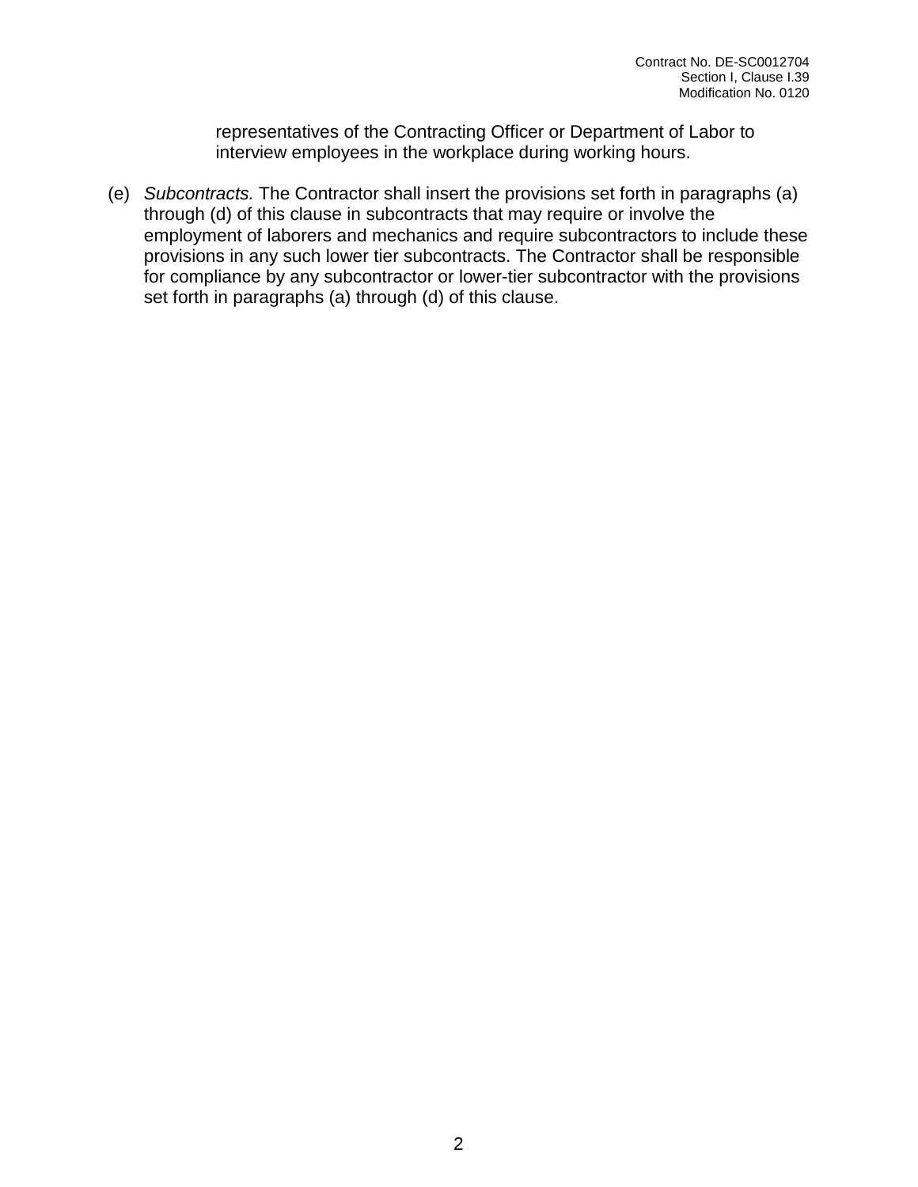representatives of the Contracting Officer or Department of Labor to interview employees in the workplace during working hours.

(e) *Subcontracts.* The Contractor shall insert the provisions set forth in paragraphs (a) through (d) of this clause in subcontracts that may require or involve the employment of laborers and mechanics and require subcontractors to include these provisions in any such lower tier subcontracts. The Contractor shall be responsible for compliance by any subcontractor or lower-tier subcontractor with the provisions set forth in paragraphs (a) through (d) of this clause.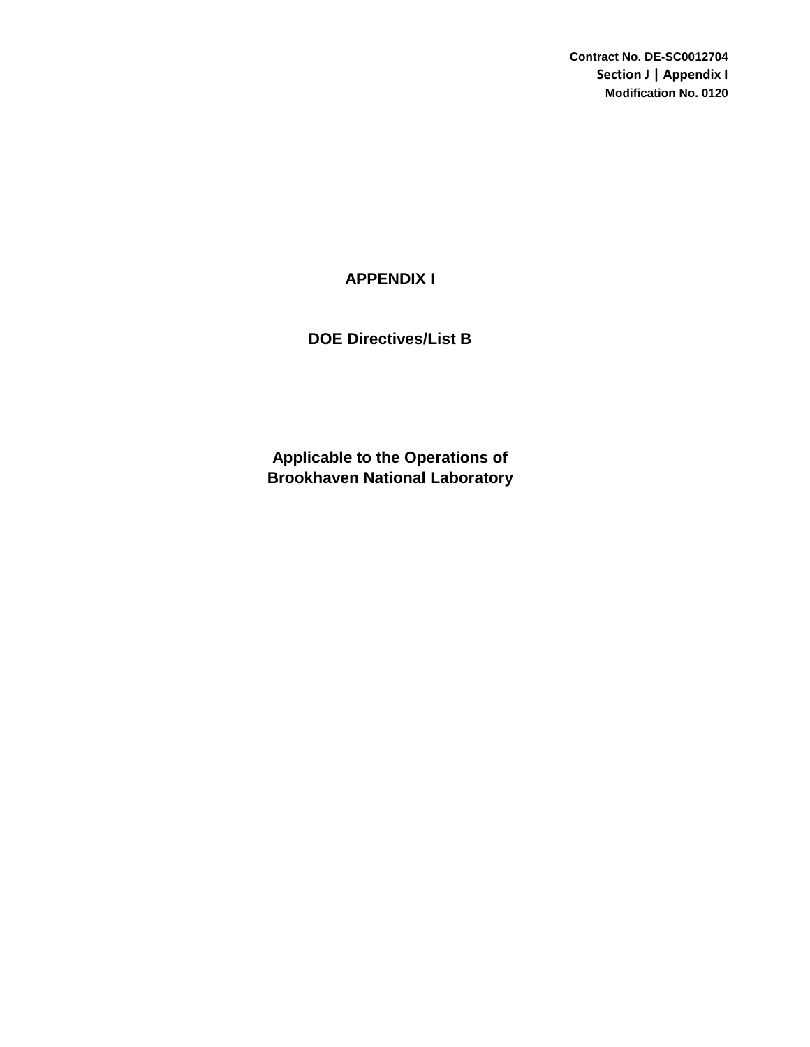Contract No. DE-SC0012704
Section J | Appendix I
Modification No. 0120

# APPENDIX I

## DOE Directives/List B

**Applicable to the Operations of Brookhaven National Laboratory**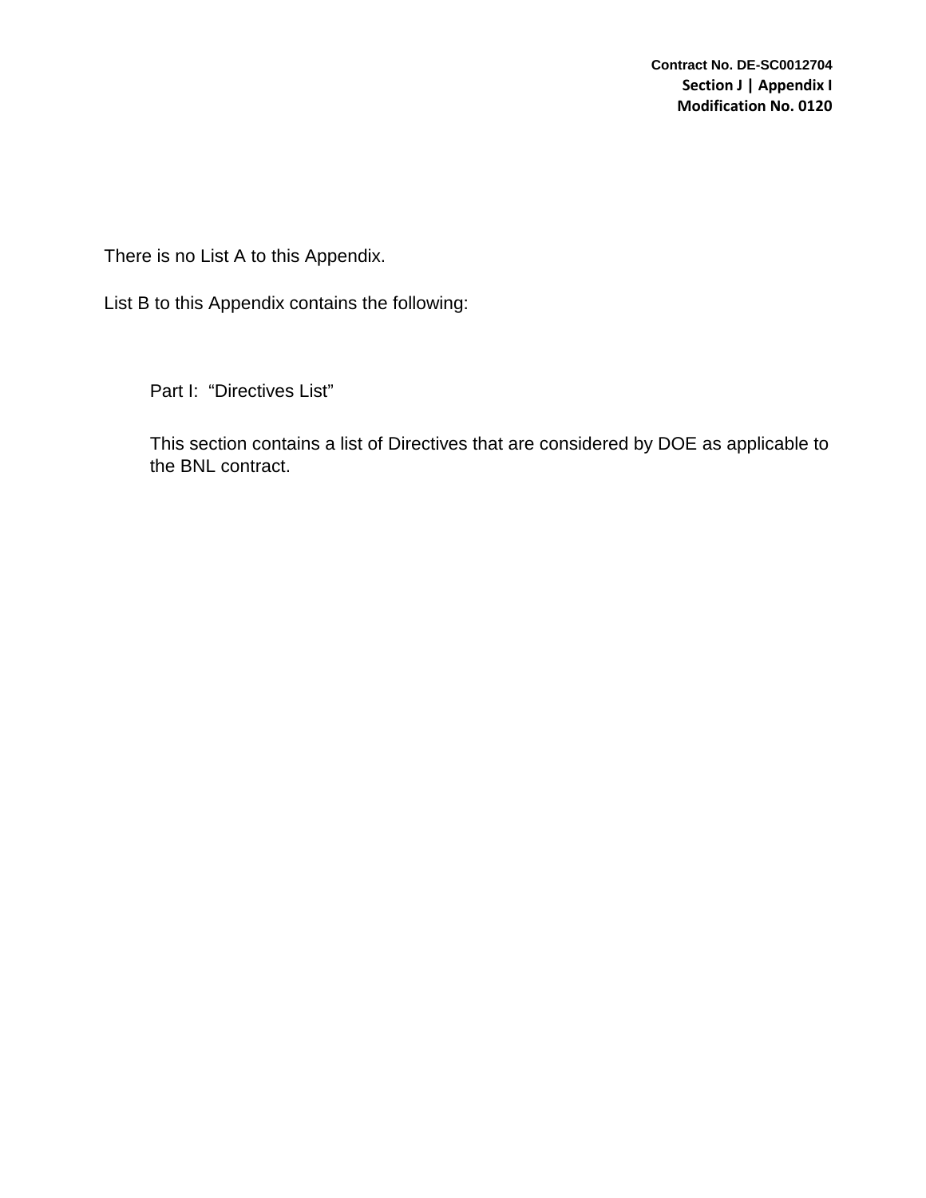There is no List A to this Appendix.

List B to this Appendix contains the following:

Part I: "Directives List"

This section contains a list of Directives that are considered by DOE as applicable to the BNL contract.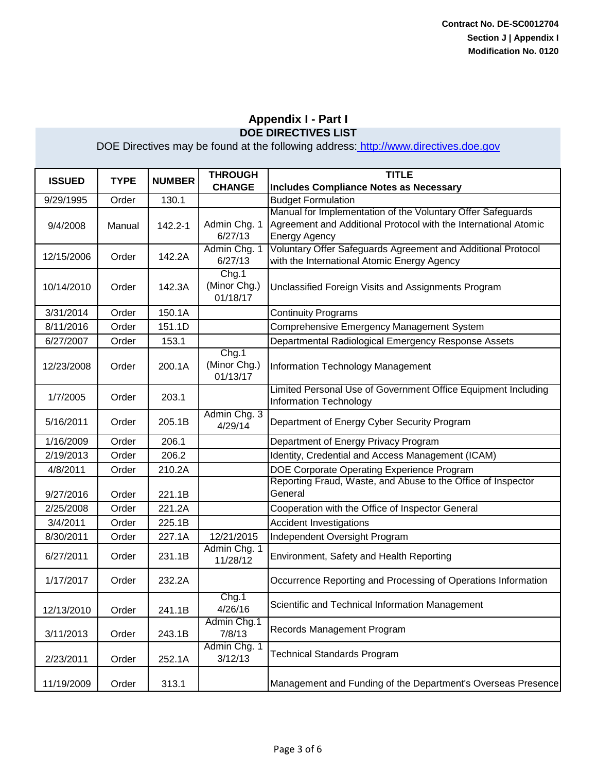Contract No. DE-SC0012704
Section J | Appendix I
Modification No. 0120

# Appendix I - Part I

## DOE DIRECTIVES LIST

DOE Directives may be found at the following address: http://www.directives.doe.gov

| ISSUED | TYPE | NUMBER | THROUGH CHANGE | TITLE Includes Compliance Notes as Necessary |
|---|---|---|---|---|
| 9/29/1995 | Order | 130.1 | | Budget Formulation |
| 9/4/2008 | Manual | 142.2-1 | Admin Chg. 1 6/27/13 | Manual for Implementation of the Voluntary Offer Safeguards Agreement and Additional Protocol with the International Atomic Energy Agency |
| 12/15/2006 | Order | 142.2A | Admin Chg. 1 6/27/13 | Voluntary Offer Safeguards Agreement and Additional Protocol with the International Atomic Energy Agency |
| 10/14/2010 | Order | 142.3A | Chg.1 (Minor Chg.) 01/18/17 | Unclassified Foreign Visits and Assignments Program |
| 3/31/2014 | Order | 150.1A | | Continuity Programs |
| 8/11/2016 | Order | 151.1D | | Comprehensive Emergency Management System |
| 6/27/2007 | Order | 153.1 | | Departmental Radiological Emergency Response Assets |
| 12/23/2008 | Order | 200.1A | Chg.1 (Minor Chg.) 01/13/17 | Information Technology Management |
| 1/7/2005 | Order | 203.1 | | Limited Personal Use of Government Office Equipment Including Information Technology |
| 5/16/2011 | Order | 205.1B | Admin Chg. 3 4/29/14 | Department of Energy Cyber Security Program |
| 1/16/2009 | Order | 206.1 | | Department of Energy Privacy Program |
| 2/19/2013 | Order | 206.2 | | Identity, Credential and Access Management (ICAM) |
| 4/8/2011 | Order | 210.2A | | DOE Corporate Operating Experience Program |
| 9/27/2016 | Order | 221.1B | | Reporting Fraud, Waste, and Abuse to the Office of Inspector General |
| 2/25/2008 | Order | 221.2A | | Cooperation with the Office of Inspector General |
| 3/4/2011 | Order | 225.1B | | Accident Investigations |
| 8/30/2011 | Order | 227.1A | 12/21/2015 | Independent Oversight Program |
| 6/27/2011 | Order | 231.1B | Admin Chg. 1 11/28/12 | Environment, Safety and Health Reporting |
| 1/17/2017 | Order | 232.2A | | Occurrence Reporting and Processing of Operations Information |
| 12/13/2010 | Order | 241.1B | Chg.1 4/26/16 | Scientific and Technical Information Management |
| 3/11/2013 | Order | 243.1B | Admin Chg.1 7/8/13 | Records Management Program |
| 2/23/2011 | Order | 252.1A | Admin Chg. 1 3/12/13 | Technical Standards Program |
| 11/19/2009 | Order | 313.1 | | Management and Funding of the Department's Overseas Presence |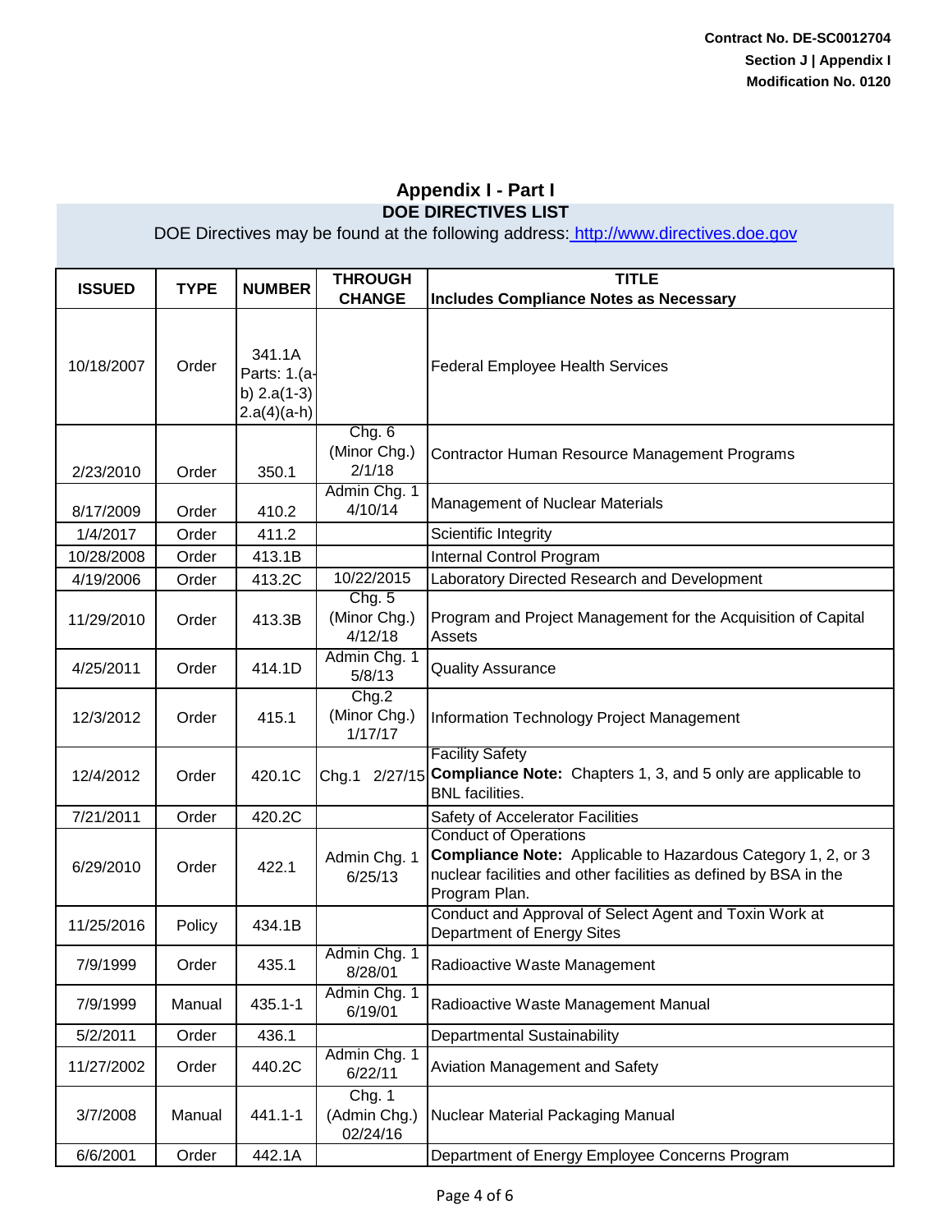Contract No. DE-SC0012704
Section J | Appendix I
Modification No. 0120

# Appendix I - Part I

## DOE DIRECTIVES LIST

DOE Directives may be found at the following address: http://www.directives.doe.gov

| ISSUED | TYPE | NUMBER | THROUGH CHANGE | TITLE<br>Includes Compliance Notes as Necessary |
|---|---|---|---|---|
| 10/18/2007 | Order | 341.1A Parts: 1.(a-b) 2.a(1-3) 2.a(4)(a-h) | | Federal Employee Health Services |
| 2/23/2010 | Order | 350.1 | Chg. 6 (Minor Chg.) 2/1/18 | Contractor Human Resource Management Programs |
| 8/17/2009 | Order | 410.2 | Admin Chg. 1 4/10/14 | Management of Nuclear Materials |
| 1/4/2017 | Order | 411.2 | | Scientific Integrity |
| 10/28/2008 | Order | 413.1B | | Internal Control Program |
| 4/19/2006 | Order | 413.2C | 10/22/2015 | Laboratory Directed Research and Development |
| 11/29/2010 | Order | 413.3B | Chg. 5 (Minor Chg.) 4/12/18 | Program and Project Management for the Acquisition of Capital Assets |
| 4/25/2011 | Order | 414.1D | Admin Chg. 1 5/8/13 | Quality Assurance |
| 12/3/2012 | Order | 415.1 | Chg.2 (Minor Chg.) 1/17/17 | Information Technology Project Management |
| 12/4/2012 | Order | 420.1C | Chg.1 2/27/15 | Facility Safety<br>**Compliance Note:** Chapters 1, 3, and 5 only are applicable to BNL facilities. |
| 7/21/2011 | Order | 420.2C | | Safety of Accelerator Facilities |
| 6/29/2010 | Order | 422.1 | Admin Chg. 1 6/25/13 | Conduct of Operations<br>**Compliance Note:** Applicable to Hazardous Category 1, 2, or 3 nuclear facilities and other facilities as defined by BSA in the Program Plan. |
| 11/25/2016 | Policy | 434.1B | | Conduct and Approval of Select Agent and Toxin Work at Department of Energy Sites |
| 7/9/1999 | Order | 435.1 | Admin Chg. 1 8/28/01 | Radioactive Waste Management |
| 7/9/1999 | Manual | 435.1-1 | Admin Chg. 1 6/19/01 | Radioactive Waste Management Manual |
| 5/2/2011 | Order | 436.1 | | Departmental Sustainability |
| 11/27/2002 | Order | 440.2C | Admin Chg. 1 6/22/11 | Aviation Management and Safety |
| 3/7/2008 | Manual | 441.1-1 | Chg. 1 (Admin Chg.) 02/24/16 | Nuclear Material Packaging Manual |
| 6/6/2001 | Order | 442.1A | | Department of Energy Employee Concerns Program |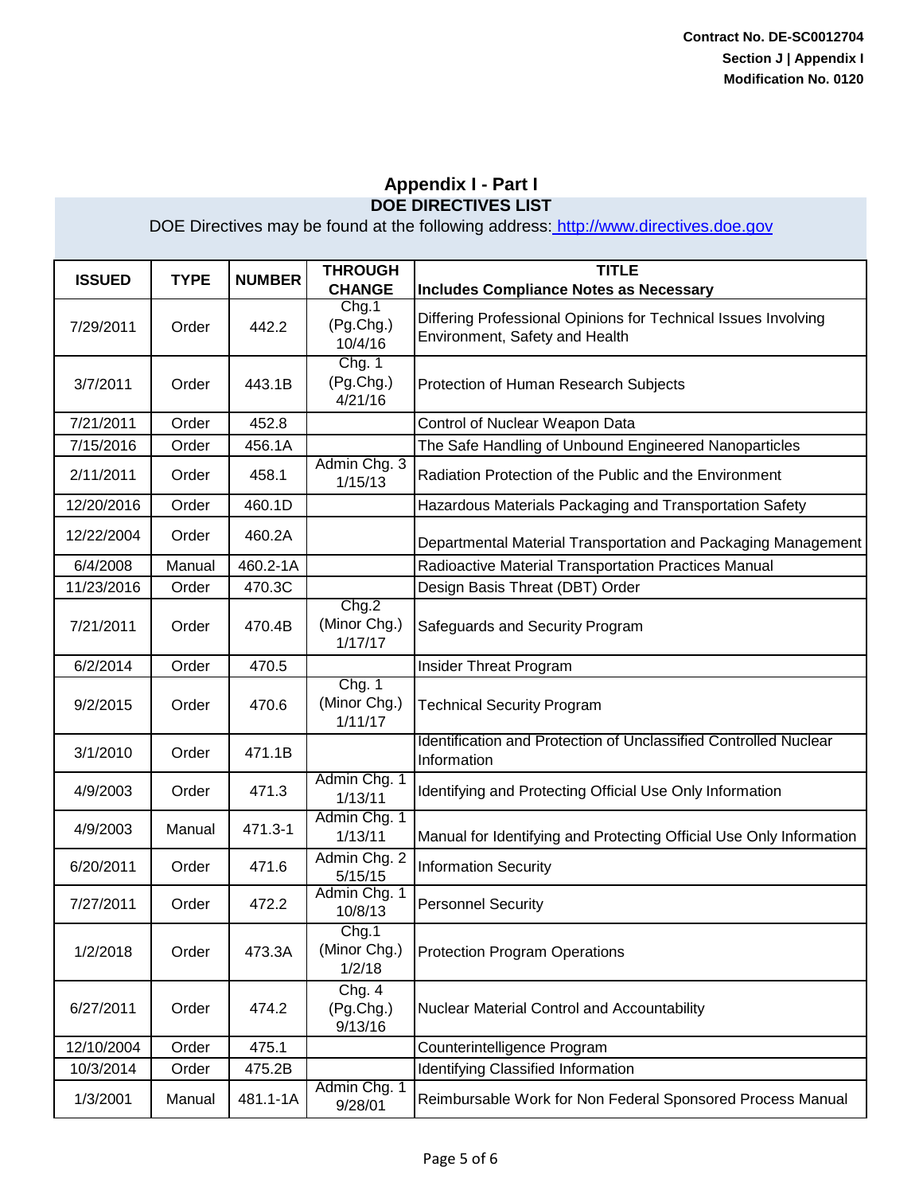Contract No. DE-SC0012704
Section J | Appendix I
Modification No. 0120

# Appendix I - Part I

## DOE DIRECTIVES LIST

DOE Directives may be found at the following address: http://www.directives.doe.gov

| ISSUED | TYPE | NUMBER | THROUGH CHANGE | TITLE Includes Compliance Notes as Necessary |
|---|---|---|---|---|
| 7/29/2011 | Order | 442.2 | Chg.1 (Pg.Chg.) 10/4/16 | Differing Professional Opinions for Technical Issues Involving Environment, Safety and Health |
| 3/7/2011 | Order | 443.1B | Chg. 1 (Pg.Chg.) 4/21/16 | Protection of Human Research Subjects |
| 7/21/2011 | Order | 452.8 | | Control of Nuclear Weapon Data |
| 7/15/2016 | Order | 456.1A | | The Safe Handling of Unbound Engineered Nanoparticles |
| 2/11/2011 | Order | 458.1 | Admin Chg. 3 1/15/13 | Radiation Protection of the Public and the Environment |
| 12/20/2016 | Order | 460.1D | | Hazardous Materials Packaging and Transportation Safety |
| 12/22/2004 | Order | 460.2A | | Departmental Material Transportation and Packaging Management |
| 6/4/2008 | Manual | 460.2-1A | | Radioactive Material Transportation Practices Manual |
| 11/23/2016 | Order | 470.3C | | Design Basis Threat (DBT) Order |
| 7/21/2011 | Order | 470.4B | Chg.2 (Minor Chg.) 1/17/17 | Safeguards and Security Program |
| 6/2/2014 | Order | 470.5 | | Insider Threat Program |
| 9/2/2015 | Order | 470.6 | Chg. 1 (Minor Chg.) 1/11/17 | Technical Security Program |
| 3/1/2010 | Order | 471.1B | | Identification and Protection of Unclassified Controlled Nuclear Information |
| 4/9/2003 | Order | 471.3 | Admin Chg. 1 1/13/11 | Identifying and Protecting Official Use Only Information |
| 4/9/2003 | Manual | 471.3-1 | Admin Chg. 1 1/13/11 | Manual for Identifying and Protecting Official Use Only Information |
| 6/20/2011 | Order | 471.6 | Admin Chg. 2 5/15/15 | Information Security |
| 7/27/2011 | Order | 472.2 | Admin Chg. 1 10/8/13 | Personnel Security |
| 1/2/2018 | Order | 473.3A | Chg.1 (Minor Chg.) 1/2/18 | Protection Program Operations |
| 6/27/2011 | Order | 474.2 | Chg. 4 (Pg.Chg.) 9/13/16 | Nuclear Material Control and Accountability |
| 12/10/2004 | Order | 475.1 | | Counterintelligence Program |
| 10/3/2014 | Order | 475.2B | | Identifying Classified Information |
| 1/3/2001 | Manual | 481.1-1A | Admin Chg. 1 9/28/01 | Reimbursable Work for Non Federal Sponsored Process Manual |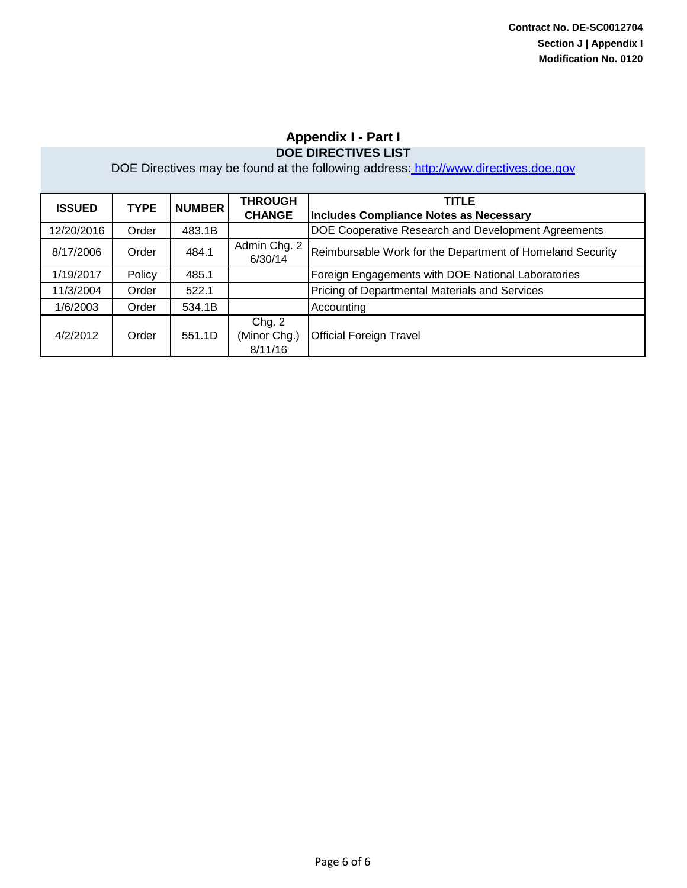## Appendix I - Part I

**DOE DIRECTIVES LIST**

DOE Directives may be found at the following address: http://www.directives.doe.gov

| ISSUED | TYPE | NUMBER | THROUGH CHANGE | TITLE Includes Compliance Notes as Necessary |
|---|---|---|---|---|
| 12/20/2016 | Order | 483.1B | | DOE Cooperative Research and Development Agreements |
| 8/17/2006 | Order | 484.1 | Admin Chg. 2 6/30/14 | Reimbursable Work for the Department of Homeland Security |
| 1/19/2017 | Policy | 485.1 | | Foreign Engagements with DOE National Laboratories |
| 11/3/2004 | Order | 522.1 | | Pricing of Departmental Materials and Services |
| 1/6/2003 | Order | 534.1B | | Accounting |
| 4/2/2012 | Order | 551.1D | Chg. 2 (Minor Chg.) 8/11/16 | Official Foreign Travel |